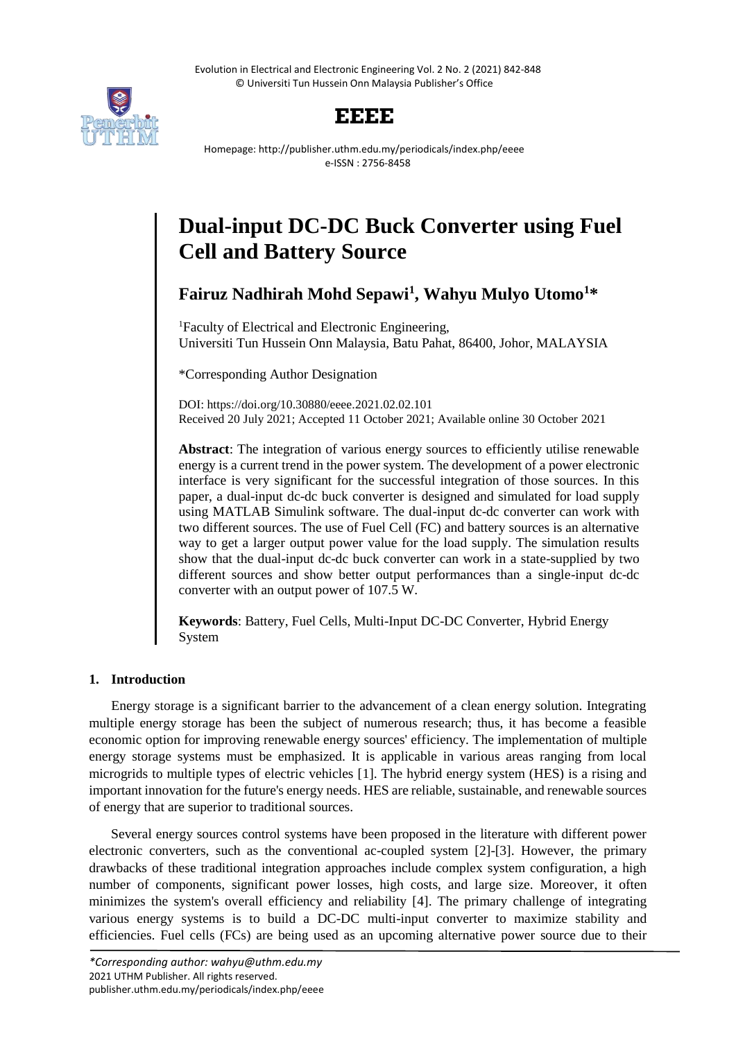# Dual-input DC-DC Buck Converter using Fuel Cell and Battery Source

**Fairuz Nadhirah Mohd Sepawi[1], Wahyu Mulyo Utomo[1]***

[1]Faculty of Electrical and Electronic Engineering,
Universiti Tun Hussein Onn Malaysia, Batu Pahat, 86400, Johor, MALAYSIA

*Corresponding Author Designation

DOI: https://doi.org/10.30880/eeee.2021.02.02.101
Received 20 July 2021; Accepted 11 October 2021; Available online 30 October 2021

**Abstract**: The integration of various energy sources to efficiently utilise renewable energy is a current trend in the power system. The development of a power electronic interface is very significant for the successful integration of those sources. In this paper, a dual-input dc-dc buck converter is designed and simulated for load supply using MATLAB Simulink software. The dual-input dc-dc converter can work with two different sources. The use of Fuel Cell (FC) and battery sources is an alternative way to get a larger output power value for the load supply. The simulation results show that the dual-input dc-dc buck converter can work in a state-supplied by two different sources and show better output performances than a single-input dc-dc converter with an output power of 107.5 W.

**Keywords**: Battery, Fuel Cells, Multi-Input DC-DC Converter, Hybrid Energy System

## 1. Introduction

Energy storage is a significant barrier to the advancement of a clean energy solution. Integrating multiple energy storage has been the subject of numerous research; thus, it has become a feasible economic option for improving renewable energy sources' efficiency. The implementation of multiple energy storage systems must be emphasized. It is applicable in various areas ranging from local microgrids to multiple types of electric vehicles [1]. The hybrid energy system (HES) is a rising and important innovation for the future's energy needs. HES are reliable, sustainable, and renewable sources of energy that are superior to traditional sources.

Several energy sources control systems have been proposed in the literature with different power electronic converters, such as the conventional ac-coupled system [2]-[3]. However, the primary drawbacks of these traditional integration approaches include complex system configuration, a high number of components, significant power losses, high costs, and large size. Moreover, it often minimizes the system's overall efficiency and reliability [4]. The primary challenge of integrating various energy systems is to build a DC-DC multi-input converter to maximize stability and efficiencies. Fuel cells (FCs) are being used as an upcoming alternative power source due to their

*Corresponding author: wahyu@uthm.edu.my
2021 UTHM Publisher. All rights reserved.
publisher.uthm.edu.my/periodicals/index.php/eeee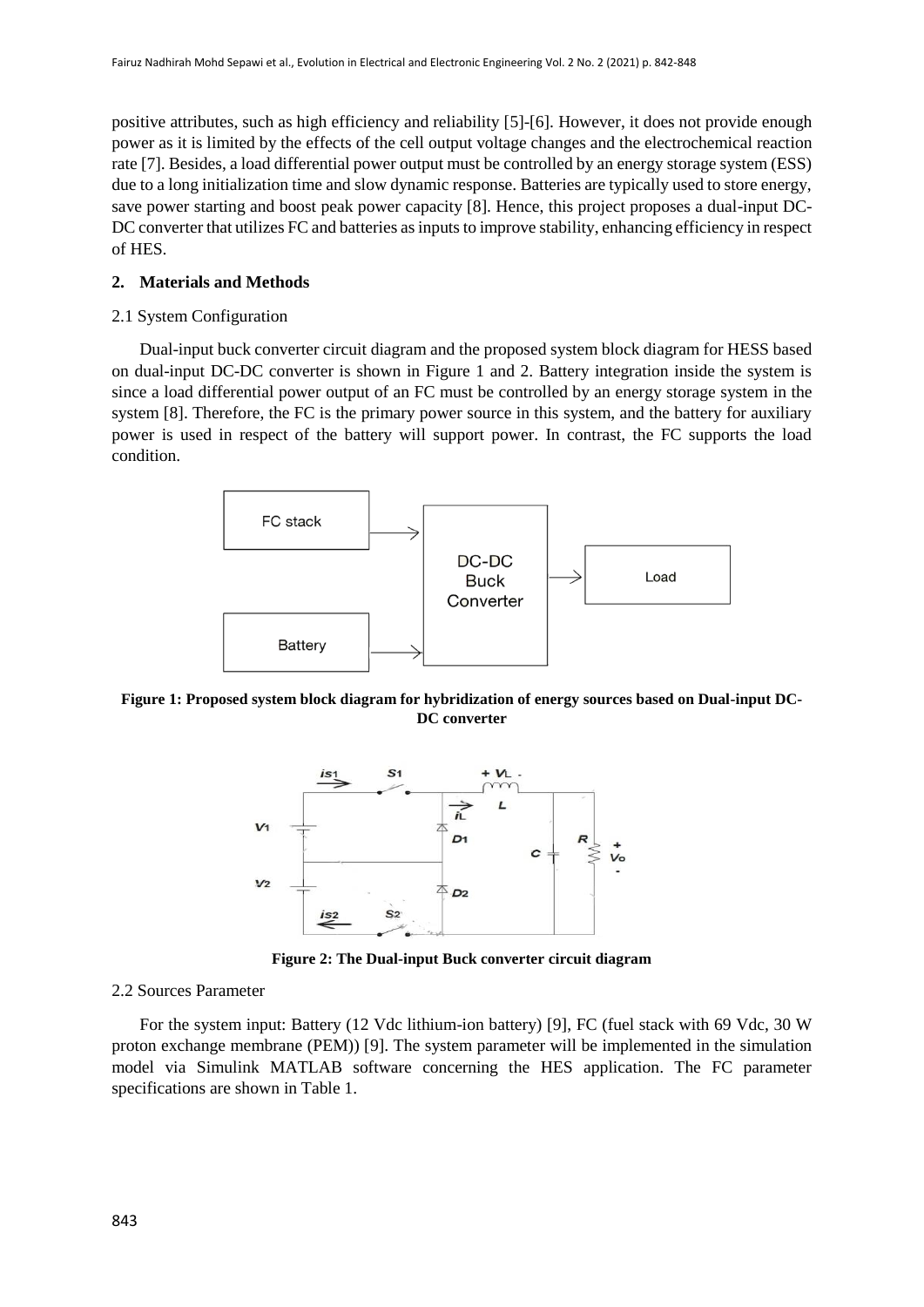positive attributes, such as high efficiency and reliability [5]-[6]. However, it does not provide enough power as it is limited by the effects of the cell output voltage changes and the electrochemical reaction rate [7]. Besides, a load differential power output must be controlled by an energy storage system (ESS) due to a long initialization time and slow dynamic response. Batteries are typically used to store energy, save power starting and boost peak power capacity [8]. Hence, this project proposes a dual-input DC-DC converter that utilizes FC and batteries as inputs to improve stability, enhancing efficiency in respect of HES.

## 2. Materials and Methods

### 2.1 System Configuration

Dual-input buck converter circuit diagram and the proposed system block diagram for HESS based on dual-input DC-DC converter is shown in Figure 1 and 2. Battery integration inside the system is since a load differential power output of an FC must be controlled by an energy storage system in the system [8]. Therefore, the FC is the primary power source in this system, and the battery for auxiliary power is used in respect of the battery will support power. In contrast, the FC supports the load condition.

**Figure 1: Proposed system block diagram for hybridization of energy sources based on Dual-input DC-DC converter**

**Figure 2: The Dual-input Buck converter circuit diagram**

### 2.2 Sources Parameter

For the system input: Battery (12 Vdc lithium-ion battery) [9], FC (fuel stack with 69 Vdc, 30 W proton exchange membrane (PEM)) [9]. The system parameter will be implemented in the simulation model via Simulink MATLAB software concerning the HES application. The FC parameter specifications are shown in Table 1.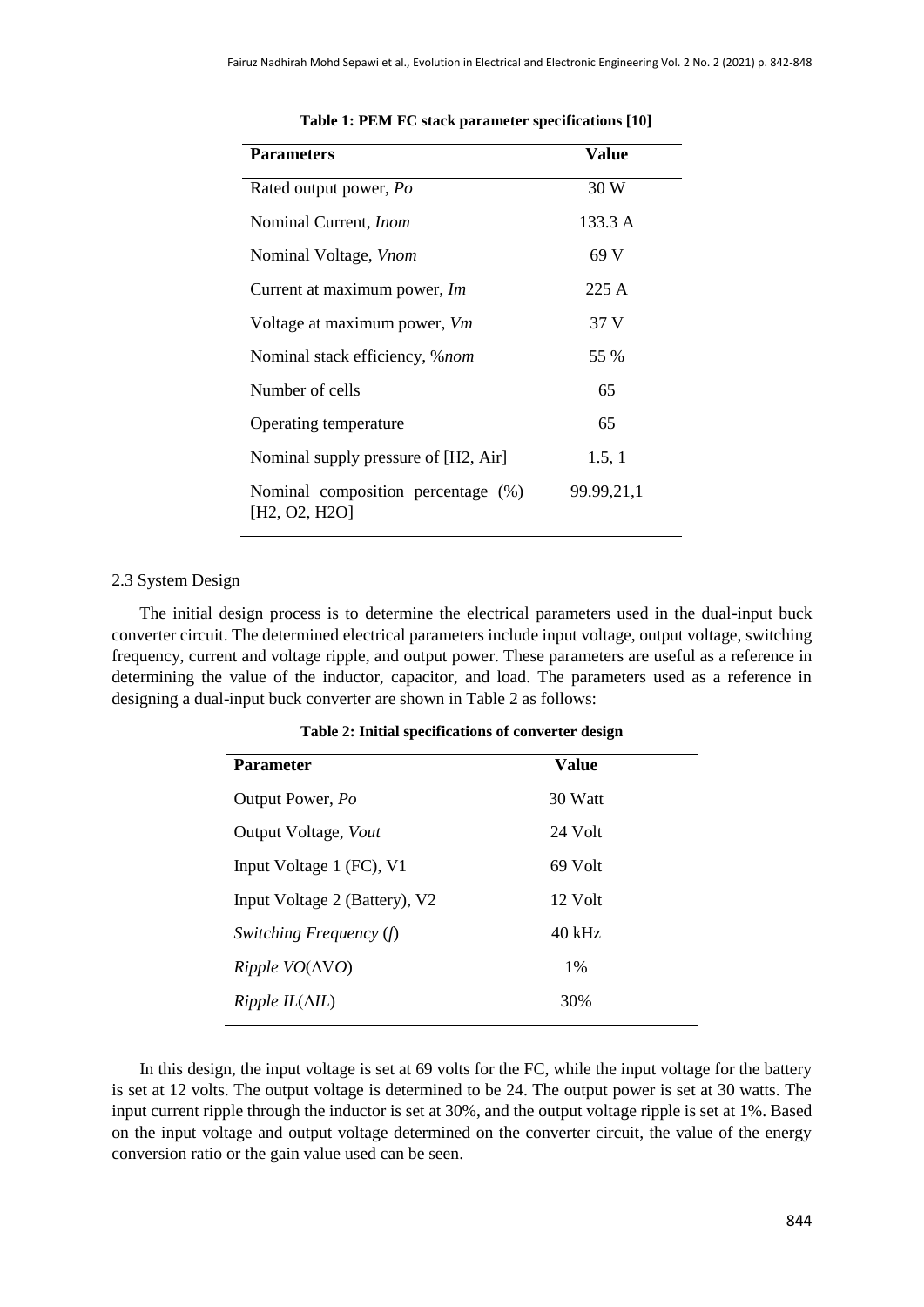**Table 1: PEM FC stack parameter specifications [10]**

| Parameters | Value |
|---|---|
| Rated output power, *Po* | 30 W |
| Nominal Current, *Inom* | 133.3 A |
| Nominal Voltage, *Vnom* | 69 V |
| Current at maximum power, *Im* | 225 A |
| Voltage at maximum power, *Vm* | 37 V |
| Nominal stack efficiency, %*nom* | 55 % |
| Number of cells | 65 |
| Operating temperature | 65 |
| Nominal supply pressure of [H2, Air] | 1.5, 1 |
| Nominal composition percentage (%) [H2, O2, H2O] | 99.99,21,1 |

### 2.3 System Design

The initial design process is to determine the electrical parameters used in the dual-input buck converter circuit. The determined electrical parameters include input voltage, output voltage, switching frequency, current and voltage ripple, and output power. These parameters are useful as a reference in determining the value of the inductor, capacitor, and load. The parameters used as a reference in designing a dual-input buck converter are shown in Table 2 as follows:

**Table 2: Initial specifications of converter design**

| Parameter | Value |
|---|---|
| Output Power, *Po* | 30 Watt |
| Output Voltage, *Vout* | 24 Volt |
| Input Voltage 1 (FC), V1 | 69 Volt |
| Input Voltage 2 (Battery), V2 | 12 Volt |
| *Switching Frequency* (*f*) | 40 kHz |
| *Ripple VO*(Δ*VO*) | 1% |
| *Ripple IL*(Δ*IL*) | 30% |

In this design, the input voltage is set at 69 volts for the FC, while the input voltage for the battery is set at 12 volts. The output voltage is determined to be 24. The output power is set at 30 watts. The input current ripple through the inductor is set at 30%, and the output voltage ripple is set at 1%. Based on the input voltage and output voltage determined on the converter circuit, the value of the energy conversion ratio or the gain value used can be seen.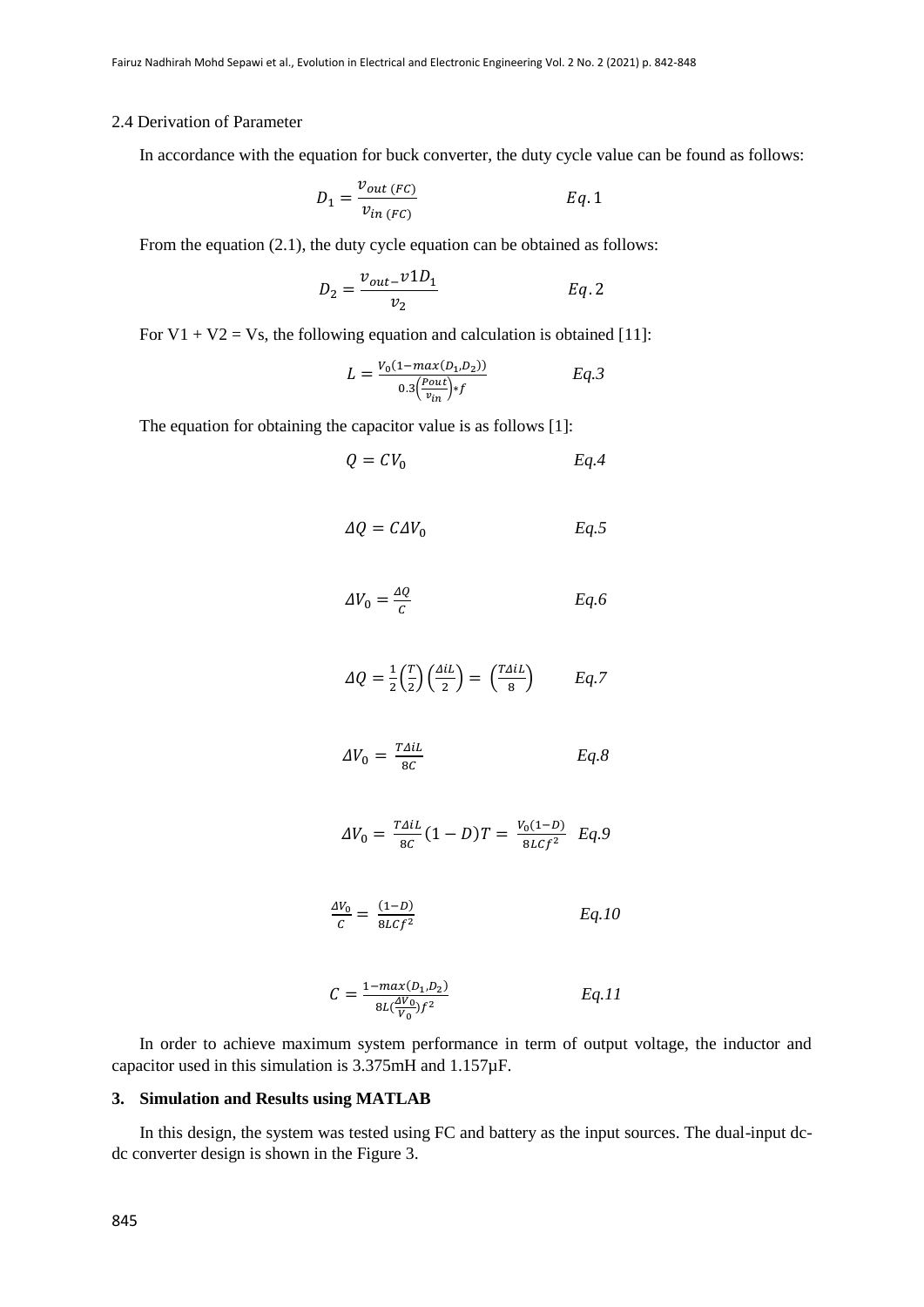2.4 Derivation of Parameter

In accordance with the equation for buck converter, the duty cycle value can be found as follows:

$$D_1 = \frac{v_{out\ (FC)}}{v_{in\ (FC)}} \qquad Eq.1$$

From the equation (2.1), the duty cycle equation can be obtained as follows:

$$D_2 = \frac{v_{out} - v1D_1}{v_2} \qquad Eq.2$$

For V1 + V2 = Vs, the following equation and calculation is obtained [11]:

$$L = \frac{V_0(1 - max(D_1, D_2))}{0.3\left(\frac{Pout}{v_{in}}\right) * f} \qquad Eq.3$$

The equation for obtaining the capacitor value is as follows [1]:

$$Q = CV_0 \qquad Eq.4$$

$$\Delta Q = C\Delta V_0 \qquad Eq.5$$

$$\Delta V_0 = \frac{\Delta Q}{C} \qquad Eq.6$$

$$\Delta Q = \frac{1}{2}\left(\frac{T}{2}\right)\left(\frac{\Delta iL}{2}\right) = \left(\frac{T\Delta iL}{8}\right) \qquad Eq.7$$

$$\Delta V_0 = \frac{T\Delta iL}{8C} \qquad Eq.8$$

$$\Delta V_0 = \frac{T\Delta iL}{8C}(1 - D)T = \frac{V_0(1-D)}{8LCf^2} \quad Eq.9$$

$$\frac{\Delta V_0}{C} = \frac{(1-D)}{8LCf^2} \qquad Eq.10$$

$$C = \frac{1 - max(D_1, D_2)}{8L(\frac{\Delta V_0}{V_0})f^2} \qquad Eq.11$$

In order to achieve maximum system performance in term of output voltage, the inductor and capacitor used in this simulation is 3.375mH and 1.157µF.

## 3. Simulation and Results using MATLAB

In this design, the system was tested using FC and battery as the input sources. The dual-input dc-dc converter design is shown in the Figure 3.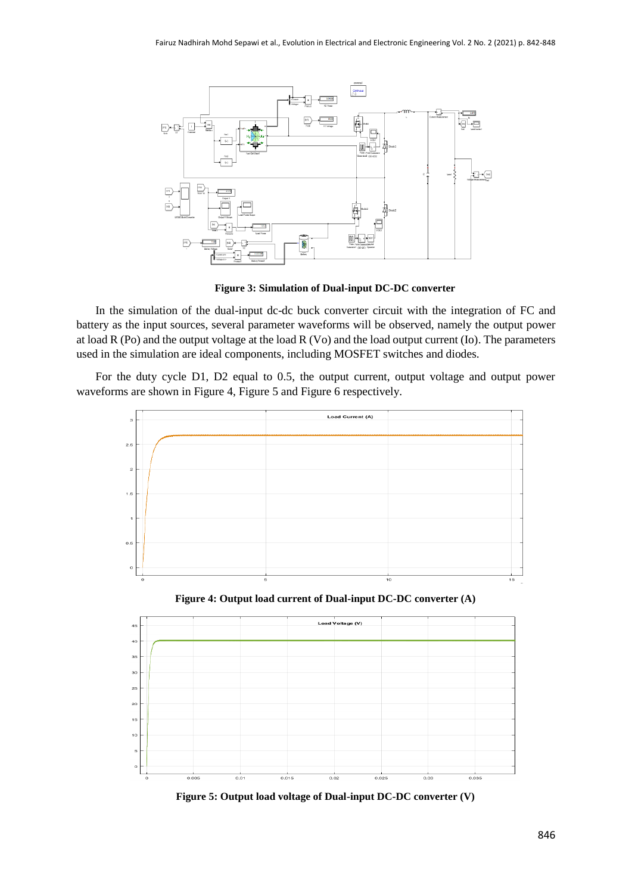**Figure 3: Simulation of Dual-input DC-DC converter**

In the simulation of the dual-input dc-dc buck converter circuit with the integration of FC and battery as the input sources, several parameter waveforms will be observed, namely the output power at load R (Po) and the output voltage at the load R (Vo) and the load output current (Io). The parameters used in the simulation are ideal components, including MOSFET switches and diodes.

For the duty cycle D1, D2 equal to 0.5, the output current, output voltage and output power waveforms are shown in Figure 4, Figure 5 and Figure 6 respectively.

**Figure 4: Output load current of Dual-input DC-DC converter (A)**

**Figure 5: Output load voltage of Dual-input DC-DC converter (V)**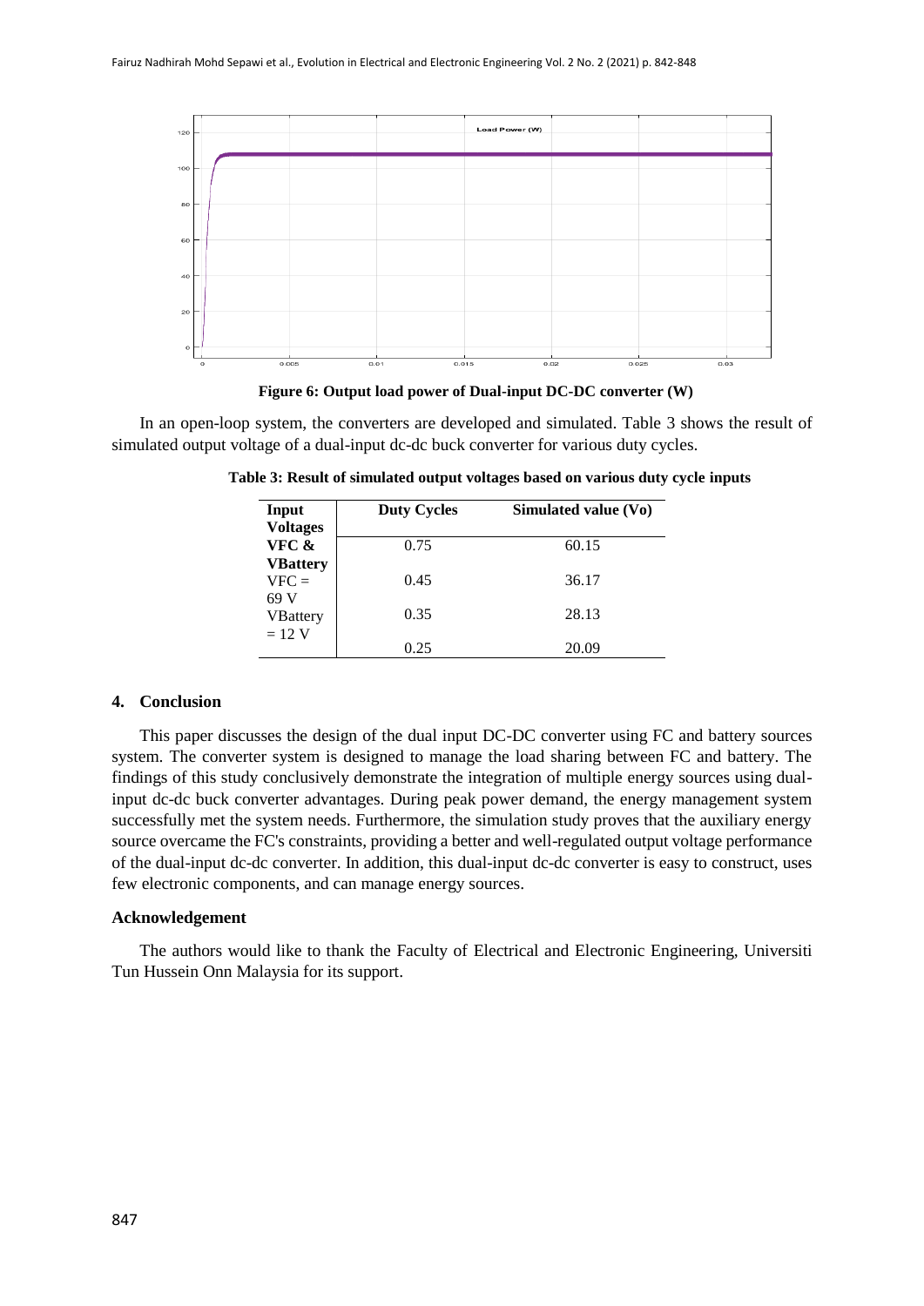Figure 6: Output load power of Dual-input DC-DC converter (W)

In an open-loop system, the converters are developed and simulated. Table 3 shows the result of simulated output voltage of a dual-input dc-dc buck converter for various duty cycles.

**Table 3: Result of simulated output voltages based on various duty cycle inputs**

| Input Voltages | Duty Cycles | Simulated value (Vo) |
|---|---|---|
| VFC & VBattery | 0.75 | 60.15 |
| VFC = 69 V | 0.45 | 36.17 |
| VBattery = 12 V | 0.35 | 28.13 |
| | 0.25 | 20.09 |

## 4. Conclusion

This paper discusses the design of the dual input DC-DC converter using FC and battery sources system. The converter system is designed to manage the load sharing between FC and battery. The findings of this study conclusively demonstrate the integration of multiple energy sources using dual-input dc-dc buck converter advantages. During peak power demand, the energy management system successfully met the system needs. Furthermore, the simulation study proves that the auxiliary energy source overcame the FC's constraints, providing a better and well-regulated output voltage performance of the dual-input dc-dc converter. In addition, this dual-input dc-dc converter is easy to construct, uses few electronic components, and can manage energy sources.

## Acknowledgement

The authors would like to thank the Faculty of Electrical and Electronic Engineering, Universiti Tun Hussein Onn Malaysia for its support.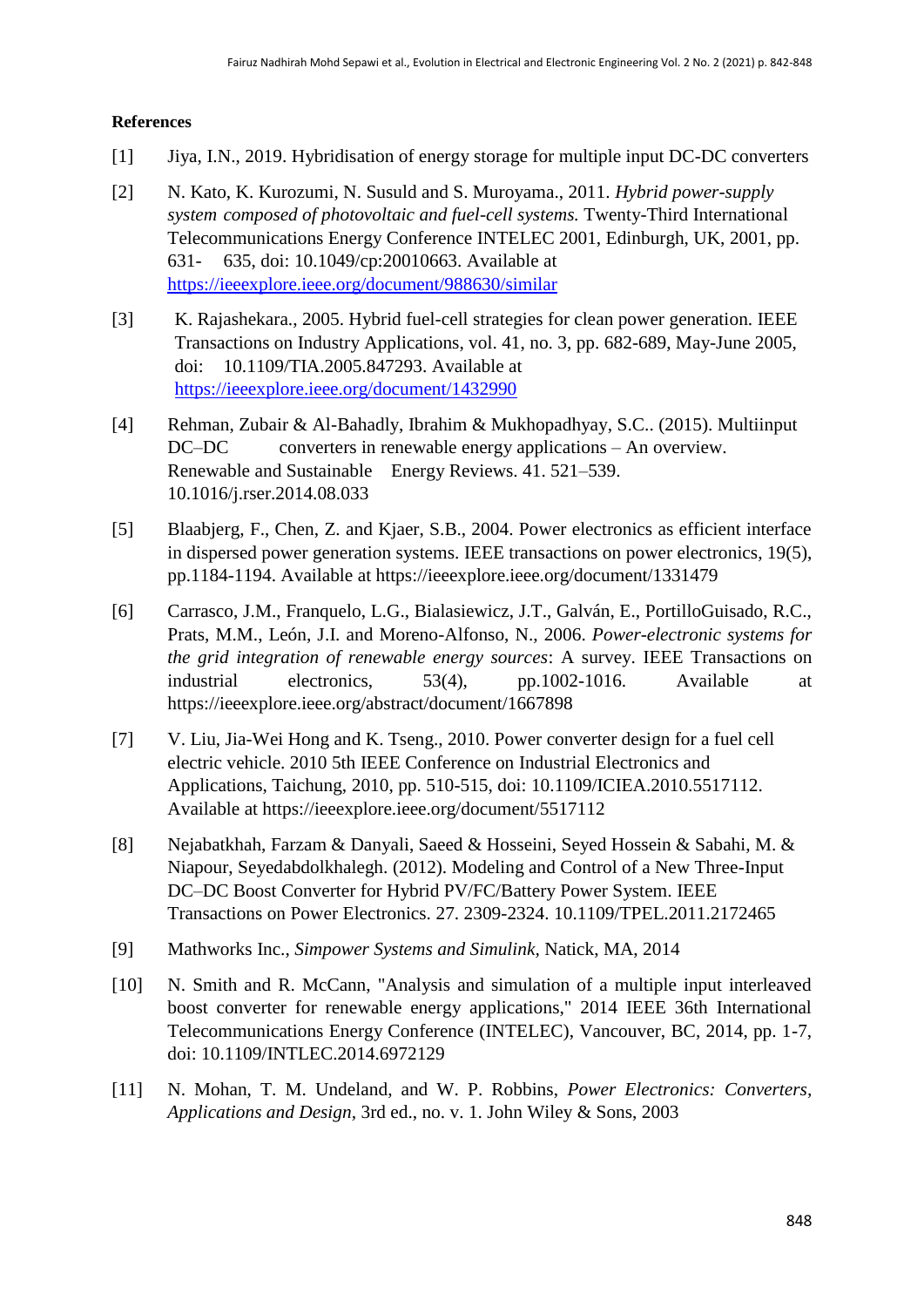**References**

[1] Jiya, I.N., 2019. Hybridisation of energy storage for multiple input DC-DC converters

[2] N. Kato, K. Kurozumi, N. Susuld and S. Muroyama., 2011. *Hybrid power-supply system composed of photovoltaic and fuel-cell systems.* Twenty-Third International Telecommunications Energy Conference INTELEC 2001, Edinburgh, UK, 2001, pp. 631- 635, doi: 10.1049/cp:20010663. Available at https://ieeexplore.ieee.org/document/988630/similar

[3] K. Rajashekara., 2005. Hybrid fuel-cell strategies for clean power generation. IEEE Transactions on Industry Applications, vol. 41, no. 3, pp. 682-689, May-June 2005, doi: 10.1109/TIA.2005.847293. Available at https://ieeexplore.ieee.org/document/1432990

[4] Rehman, Zubair & Al-Bahadly, Ibrahim & Mukhopadhyay, S.C.. (2015). Multiinput DC–DC converters in renewable energy applications – An overview. Renewable and Sustainable Energy Reviews. 41. 521–539. 10.1016/j.rser.2014.08.033

[5] Blaabjerg, F., Chen, Z. and Kjaer, S.B., 2004. Power electronics as efficient interface in dispersed power generation systems. IEEE transactions on power electronics, 19(5), pp.1184-1194. Available at https://ieeexplore.ieee.org/document/1331479

[6] Carrasco, J.M., Franquelo, L.G., Bialasiewicz, J.T., Galván, E., PortilloGuisado, R.C., Prats, M.M., León, J.I. and Moreno-Alfonso, N., 2006. *Power-electronic systems for the grid integration of renewable energy sources*: A survey. IEEE Transactions on industrial electronics, 53(4), pp.1002-1016. Available at https://ieeexplore.ieee.org/abstract/document/1667898

[7] V. Liu, Jia-Wei Hong and K. Tseng., 2010. Power converter design for a fuel cell electric vehicle. 2010 5th IEEE Conference on Industrial Electronics and Applications, Taichung, 2010, pp. 510-515, doi: 10.1109/ICIEA.2010.5517112. Available at https://ieeexplore.ieee.org/document/5517112

[8] Nejabatkhah, Farzam & Danyali, Saeed & Hosseini, Seyed Hossein & Sabahi, M. & Niapour, Seyedabdolkhalegh. (2012). Modeling and Control of a New Three-Input DC–DC Boost Converter for Hybrid PV/FC/Battery Power System. IEEE Transactions on Power Electronics. 27. 2309-2324. 10.1109/TPEL.2011.2172465

[9] Mathworks Inc., *Simpower Systems and Simulink*, Natick, MA, 2014

[10] N. Smith and R. McCann, "Analysis and simulation of a multiple input interleaved boost converter for renewable energy applications," 2014 IEEE 36th International Telecommunications Energy Conference (INTELEC), Vancouver, BC, 2014, pp. 1-7, doi: 10.1109/INTLEC.2014.6972129

[11] N. Mohan, T. M. Undeland, and W. P. Robbins, *Power Electronics: Converters, Applications and Design*, 3rd ed., no. v. 1. John Wiley & Sons, 2003